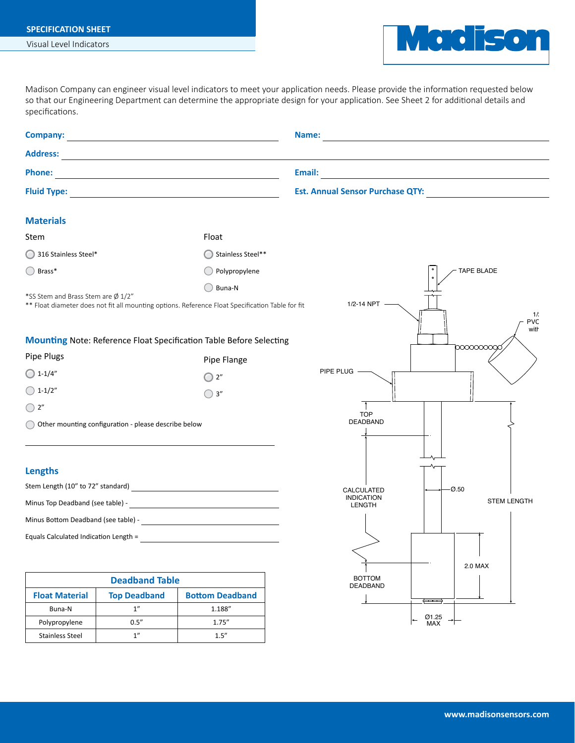**SPECIFICATION SHEET**

Visual Level Indicators

Madison

Madison Company can engineer visual level indicators to meet your application needs. Please provide the information requested below so that our Engineering Department can determine the appropriate design for your application. See Sheet 2 for additional details and specifications.

**Company:** ______________________ **Name:** ______________________

**Address:** ______________________

**Phone:** ______________________ **Email:** ______________________

**Fluid Type:** ______________________ **Est. Annual Sensor Purchase QTY:** ______________________

## Materials

Stem

- ◯ 316 Stainless Steel*
- ◯ Brass*

Float

- ◯ Stainless Steel**
- ◯ Polypropylene
- ◯ Buna-N

*SS Stem and Brass Stem are Ø 1/2"

** Float diameter does not fit all mounting options. Reference Float Specification Table for fit

## Mounting Note: Reference Float Specification Table Before Selecting

Pipe Plugs

- ◯ 1-1/4"
- ◯ 1-1/2"
- ◯ 2"
- ◯ Other mounting configuration - please describe below

______________________

Pipe Flange

- ◯ 2"
- ◯ 3"

## Lengths

Stem Length (10" to 72" standard) ______________________

Minus Top Deadband (see table) - ______________________

Minus Bottom Deadband (see table) - ______________________

Equals Calculated Indication Length = ______________________

| Deadband Table | | |
|---|---|---|
| **Float Material** | **Top Deadband** | **Bottom Deadband** |
| Buna-N | 1" | 1.188" |
| Polypropylene | 0.5" | 1.75" |
| Stainless Steel | 1" | 1.5" |

TAPE BLADE

1/2-14 NPT

1/... PVC with...

PIPE PLUG

TOP DEADBAND

CALCULATED INDICATION LENGTH

Ø.50

STEM LENGTH

2.0 MAX

BOTTOM DEADBAND

Ø1.25 MAX

www.madisonsensors.com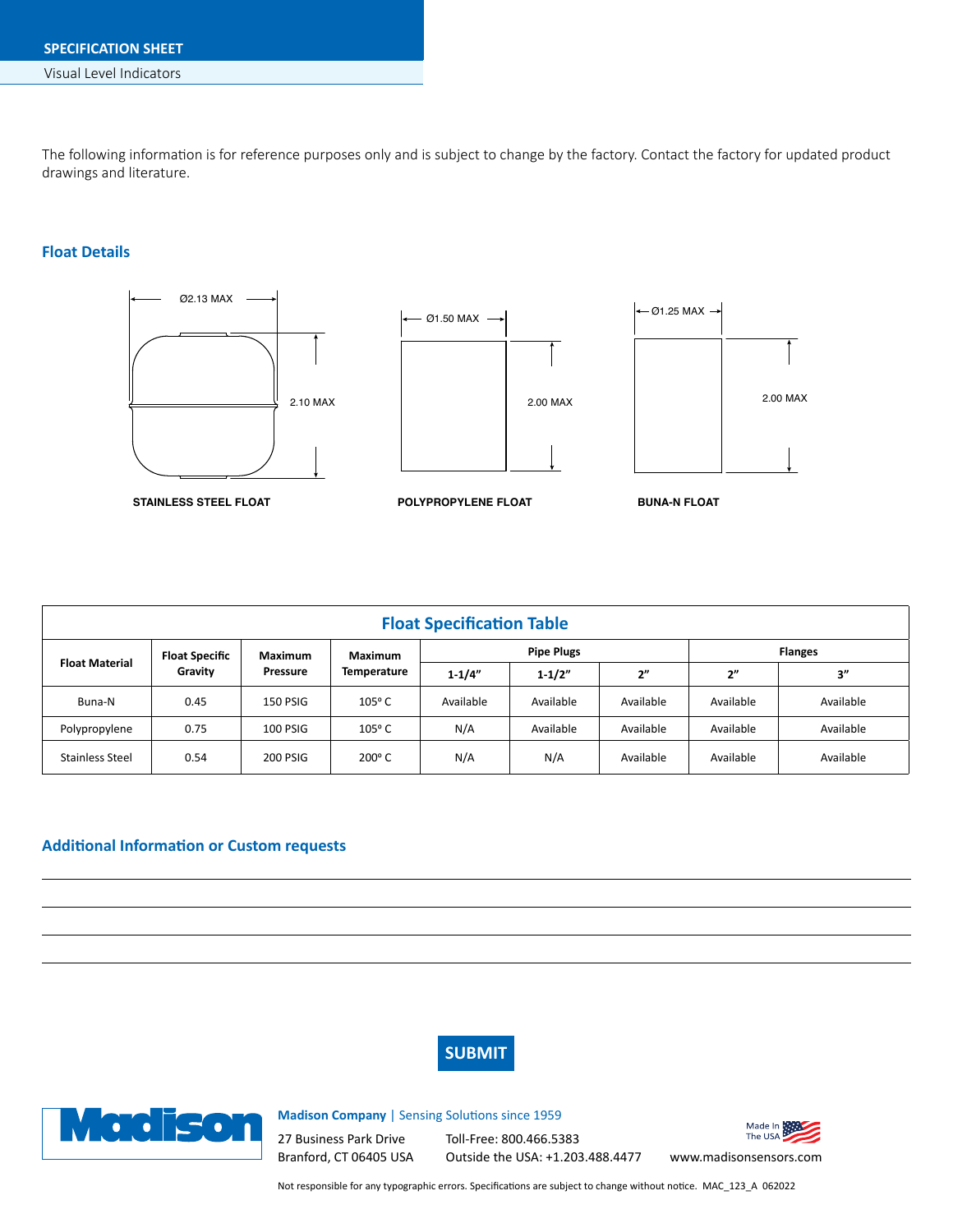SPECIFICATION SHEET

Visual Level Indicators

The following information is for reference purposes only and is subject to change by the factory. Contact the factory for updated product drawings and literature.

## Float Details

Ø2.13 MAX

2.10 MAX

STAINLESS STEEL FLOAT

Ø1.50 MAX

2.00 MAX

POLYPROPYLENE FLOAT

Ø1.25 MAX

2.00 MAX

BUNA-N FLOAT

## Float Specification Table

| Float Material | Float Specific Gravity | Maximum Pressure | Maximum Temperature | Pipe Plugs | | | Flanges | |
|---|---|---|---|---|---|---|---|---|
| | | | | 1-1/4" | 1-1/2" | 2" | 2" | 3" |
| Buna-N | 0.45 | 150 PSIG | 105° C | Available | Available | Available | Available | Available |
| Polypropylene | 0.75 | 100 PSIG | 105° C | N/A | Available | Available | Available | Available |
| Stainless Steel | 0.54 | 200 PSIG | 200° C | N/A | N/A | Available | Available | Available |

## Additional Information or Custom requests

SUBMIT

**Madison Company** | Sensing Solutions since 1959

27 Business Park Drive
Branford, CT 06405 USA

Toll-Free: 800.466.5383
Outside the USA: +1.203.488.4477

Made In The USA

www.madisonsensors.com

Not responsible for any typographic errors. Specifications are subject to change without notice. MAC_123_A 062022